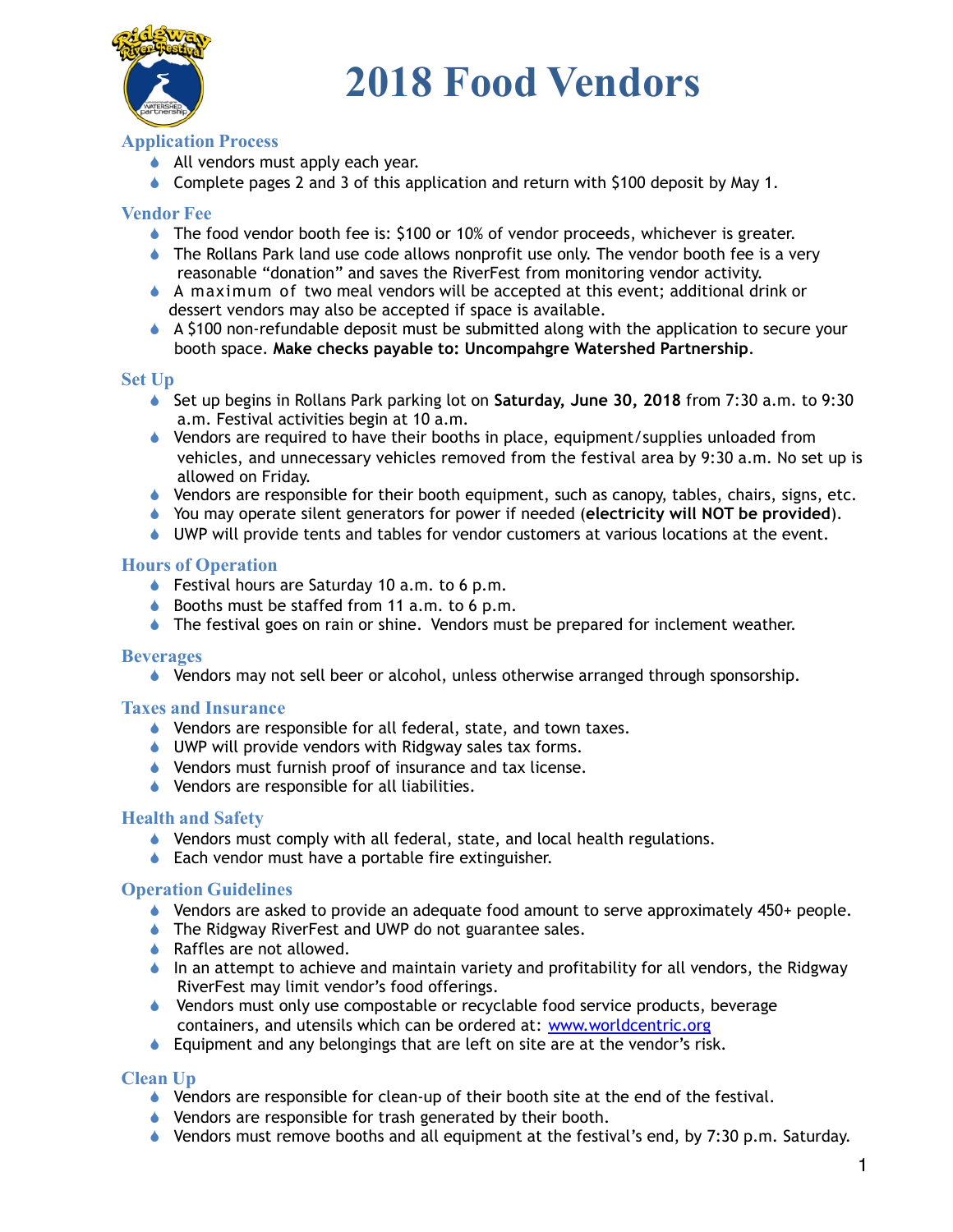# 2018 Food Vendors

## Application Process

- All vendors must apply each year.
- Complete pages 2 and 3 of this application and return with $100 deposit by May 1.

## Vendor Fee

- The food vendor booth fee is: $100 or 10% of vendor proceeds, whichever is greater.
- The Rollans Park land use code allows nonprofit use only. The vendor booth fee is a very reasonable "donation" and saves the RiverFest from monitoring vendor activity.
- A maximum of two meal vendors will be accepted at this event; additional drink or dessert vendors may also be accepted if space is available.
- A $100 non-refundable deposit must be submitted along with the application to secure your booth space. **Make checks payable to: Uncompahgre Watershed Partnership**.

## Set Up

- Set up begins in Rollans Park parking lot on **Saturday, June 30, 2018** from 7:30 a.m. to 9:30 a.m. Festival activities begin at 10 a.m.
- Vendors are required to have their booths in place, equipment/supplies unloaded from vehicles, and unnecessary vehicles removed from the festival area by 9:30 a.m. No set up is allowed on Friday.
- Vendors are responsible for their booth equipment, such as canopy, tables, chairs, signs, etc.
- You may operate silent generators for power if needed (**electricity will NOT be provided**).
- UWP will provide tents and tables for vendor customers at various locations at the event.

## Hours of Operation

- Festival hours are Saturday 10 a.m. to 6 p.m.
- Booths must be staffed from 11 a.m. to 6 p.m.
- The festival goes on rain or shine. Vendors must be prepared for inclement weather.

## Beverages

- Vendors may not sell beer or alcohol, unless otherwise arranged through sponsorship.

## Taxes and Insurance

- Vendors are responsible for all federal, state, and town taxes.
- UWP will provide vendors with Ridgway sales tax forms.
- Vendors must furnish proof of insurance and tax license.
- Vendors are responsible for all liabilities.

## Health and Safety

- Vendors must comply with all federal, state, and local health regulations.
- Each vendor must have a portable fire extinguisher.

## Operation Guidelines

- Vendors are asked to provide an adequate food amount to serve approximately 450+ people.
- The Ridgway RiverFest and UWP do not guarantee sales.
- Raffles are not allowed.
- In an attempt to achieve and maintain variety and profitability for all vendors, the Ridgway RiverFest may limit vendor's food offerings.
- Vendors must only use compostable or recyclable food service products, beverage containers, and utensils which can be ordered at: www.worldcentric.org
- Equipment and any belongings that are left on site are at the vendor's risk.

## Clean Up

- Vendors are responsible for clean-up of their booth site at the end of the festival.
- Vendors are responsible for trash generated by their booth.
- Vendors must remove booths and all equipment at the festival's end, by 7:30 p.m. Saturday.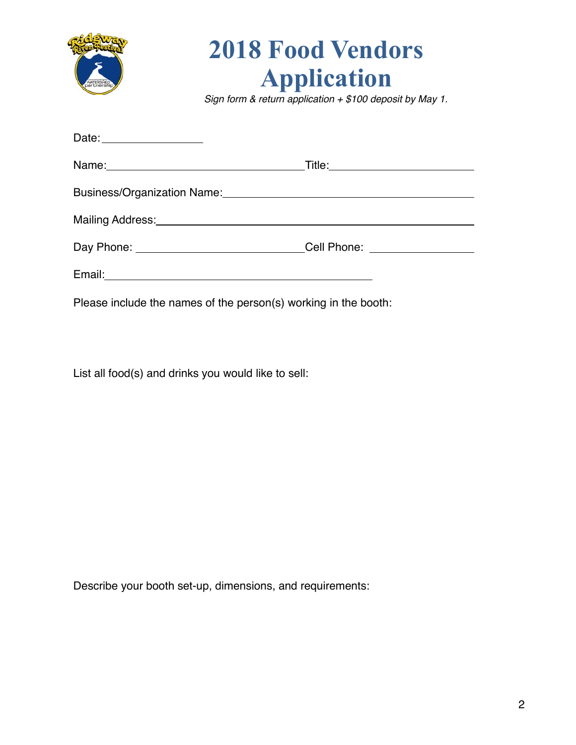# 2018 Food Vendors Application

*Sign form & return application + $100 deposit by May 1.*

Date: ______________

Name: ______________________________ Title: ____________________

Business/Organization Name: ______________________________________

Mailing Address: _________________________________________________

Day Phone: ___________________________ Cell Phone: ______________

Email: ______________________________________________

Please include the names of the person(s) working in the booth:

List all food(s) and drinks you would like to sell:

Describe your booth set-up, dimensions, and requirements: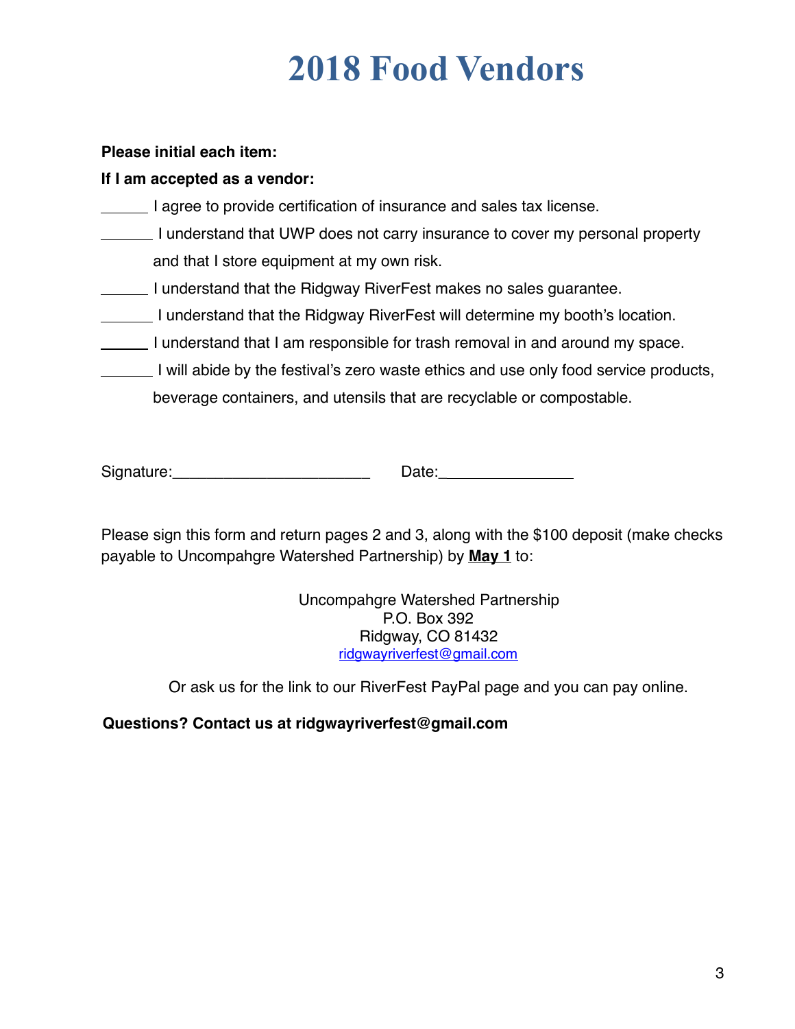# 2018 Food Vendors

**Please initial each item:**

**If I am accepted as a vendor:**

______ I agree to provide certification of insurance and sales tax license.

______ I understand that UWP does not carry insurance to cover my personal property and that I store equipment at my own risk.

______ I understand that the Ridgway RiverFest makes no sales guarantee.

______ I understand that the Ridgway RiverFest will determine my booth's location.

______ I understand that I am responsible for trash removal in and around my space.

______ I will abide by the festival's zero waste ethics and use only food service products, beverage containers, and utensils that are recyclable or compostable.

Signature:______________________ Date:_______________

Please sign this form and return pages 2 and 3, along with the $100 deposit (make checks payable to Uncompahgre Watershed Partnership) by **May 1** to:

Uncompahgre Watershed Partnership
P.O. Box 392
Ridgway, CO 81432
ridgwayriverfest@gmail.com

Or ask us for the link to our RiverFest PayPal page and you can pay online.

**Questions? Contact us at ridgwayriverfest@gmail.com**